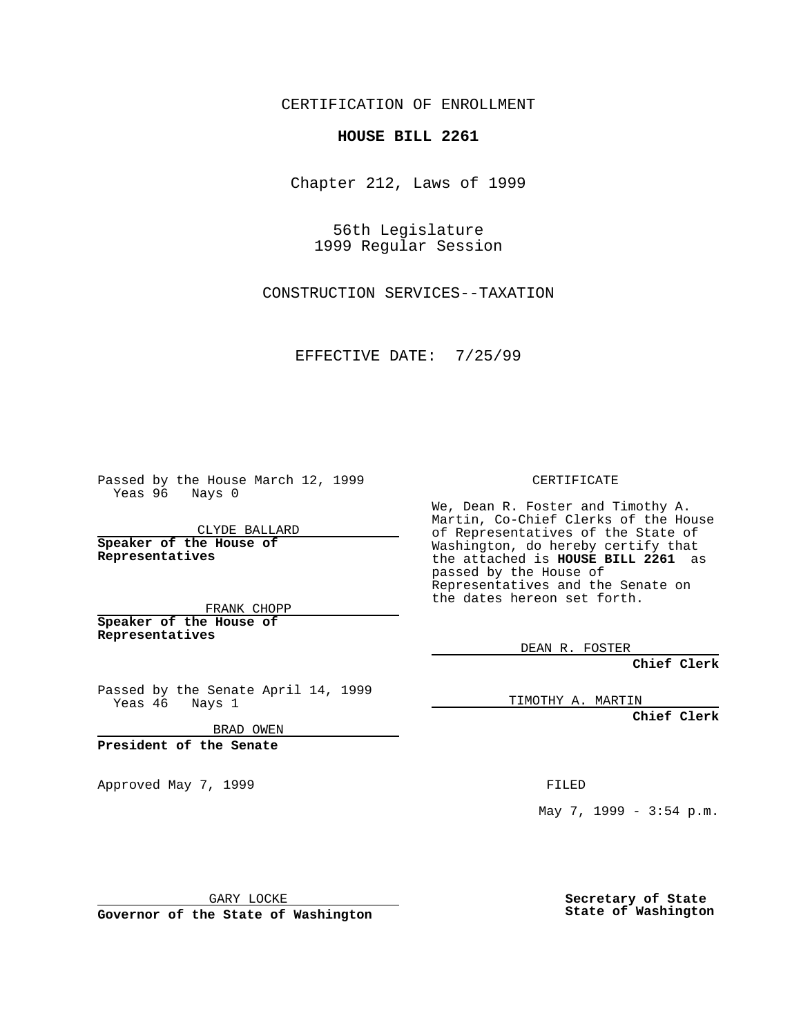CERTIFICATION OF ENROLLMENT

**HOUSE BILL 2261**

Chapter 212, Laws of 1999

56th Legislature
1999 Regular Session

CONSTRUCTION SERVICES--TAXATION

EFFECTIVE DATE: 7/25/99

Passed by the House March 12, 1999
Yeas 96 Nays 0

CLYDE BALLARD

**Speaker of the House of Representatives**

FRANK CHOPP

**Speaker of the House of Representatives**

Passed by the Senate April 14, 1999
Yeas 46 Nays 1

BRAD OWEN

**President of the Senate**

Approved May 7, 1999

GARY LOCKE

**Governor of the State of Washington**

CERTIFICATE

We, Dean R. Foster and Timothy A. Martin, Co-Chief Clerks of the House of Representatives of the State of Washington, do hereby certify that the attached is **HOUSE BILL 2261** as passed by the House of Representatives and the Senate on the dates hereon set forth.

DEAN R. FOSTER

**Chief Clerk**

TIMOTHY A. MARTIN

**Chief Clerk**

FILED

May 7, 1999 - 3:54 p.m.

**Secretary of State**
**State of Washington**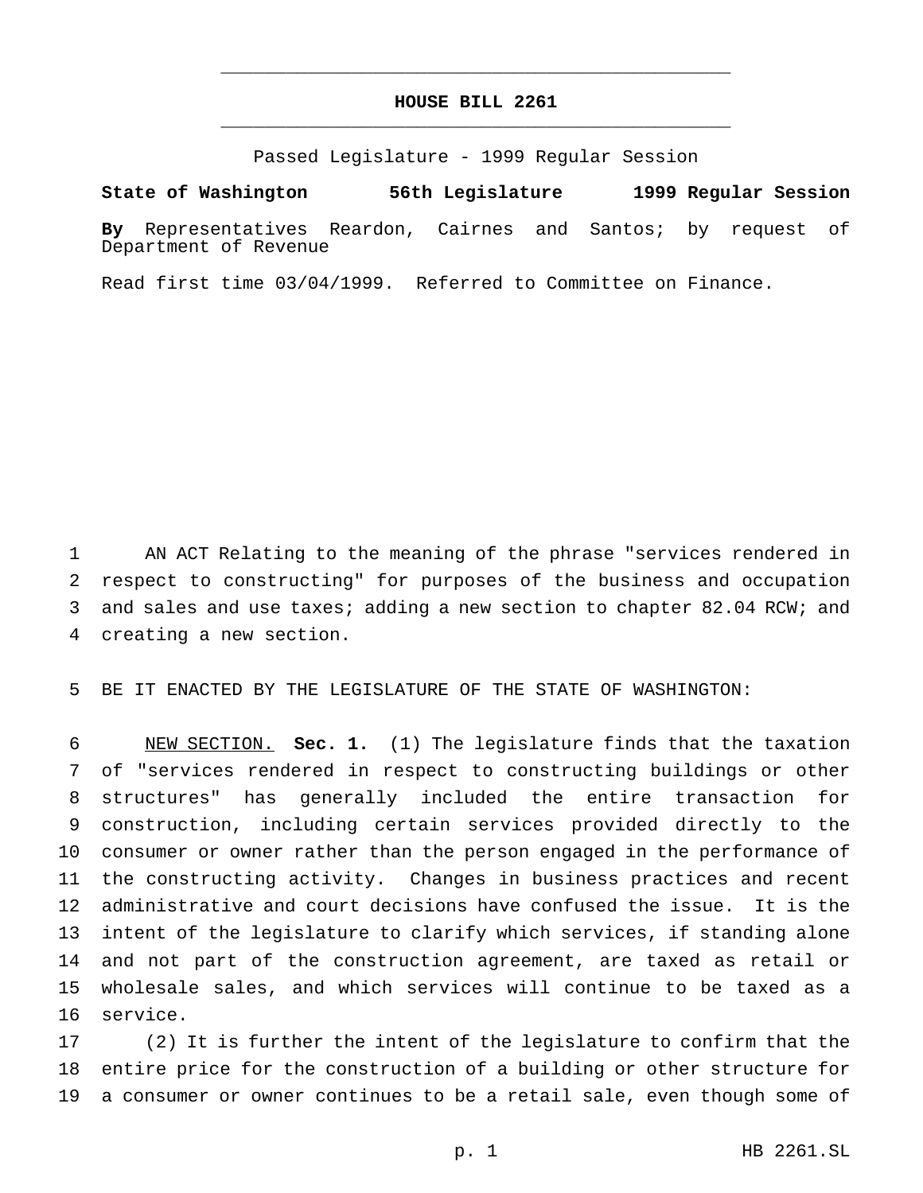# HOUSE BILL 2261

Passed Legislature - 1999 Regular Session

**State of Washington 56th Legislature 1999 Regular Session**

**By** Representatives Reardon, Cairnes and Santos; by request of Department of Revenue

Read first time 03/04/1999. Referred to Committee on Finance.

1 AN ACT Relating to the meaning of the phrase "services rendered in
2 respect to constructing" for purposes of the business and occupation
3 and sales and use taxes; adding a new section to chapter 82.04 RCW; and
4 creating a new section.

5 BE IT ENACTED BY THE LEGISLATURE OF THE STATE OF WASHINGTON:

6 NEW SECTION. **Sec. 1.** (1) The legislature finds that the taxation
7 of "services rendered in respect to constructing buildings or other
8 structures" has generally included the entire transaction for
9 construction, including certain services provided directly to the
10 consumer or owner rather than the person engaged in the performance of
11 the constructing activity. Changes in business practices and recent
12 administrative and court decisions have confused the issue. It is the
13 intent of the legislature to clarify which services, if standing alone
14 and not part of the construction agreement, are taxed as retail or
15 wholesale sales, and which services will continue to be taxed as a
16 service.

17 (2) It is further the intent of the legislature to confirm that the
18 entire price for the construction of a building or other structure for
19 a consumer or owner continues to be a retail sale, even though some of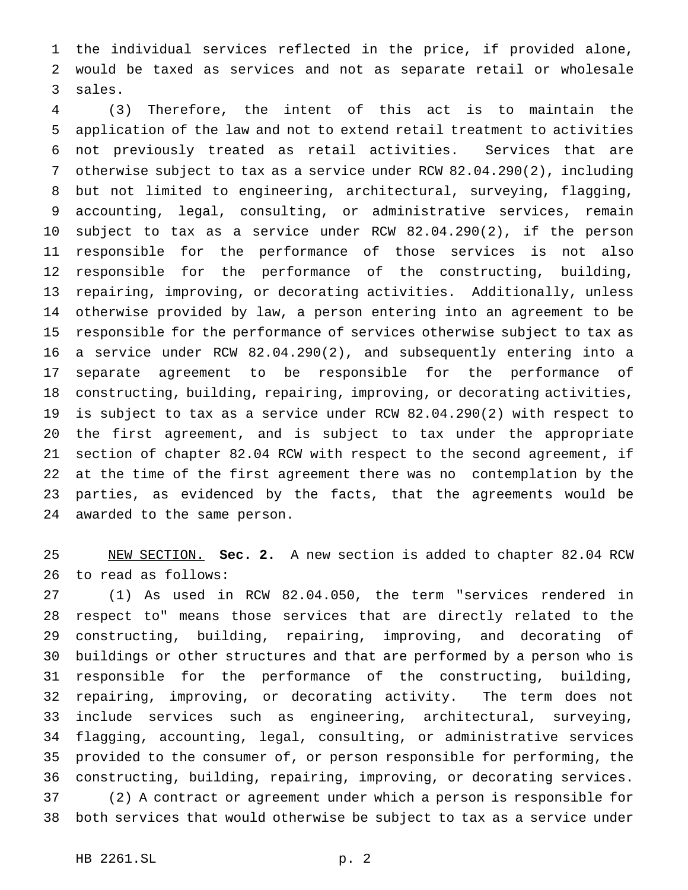the individual services reflected in the price, if provided alone, would be taxed as services and not as separate retail or wholesale sales.

(3) Therefore, the intent of this act is to maintain the application of the law and not to extend retail treatment to activities not previously treated as retail activities. Services that are otherwise subject to tax as a service under RCW 82.04.290(2), including but not limited to engineering, architectural, surveying, flagging, accounting, legal, consulting, or administrative services, remain subject to tax as a service under RCW 82.04.290(2), if the person responsible for the performance of those services is not also responsible for the performance of the constructing, building, repairing, improving, or decorating activities. Additionally, unless otherwise provided by law, a person entering into an agreement to be responsible for the performance of services otherwise subject to tax as a service under RCW 82.04.290(2), and subsequently entering into a separate agreement to be responsible for the performance of constructing, building, repairing, improving, or decorating activities, is subject to tax as a service under RCW 82.04.290(2) with respect to the first agreement, and is subject to tax under the appropriate section of chapter 82.04 RCW with respect to the second agreement, if at the time of the first agreement there was no contemplation by the parties, as evidenced by the facts, that the agreements would be awarded to the same person.

NEW SECTION. **Sec. 2.** A new section is added to chapter 82.04 RCW to read as follows:

(1) As used in RCW 82.04.050, the term "services rendered in respect to" means those services that are directly related to the constructing, building, repairing, improving, and decorating of buildings or other structures and that are performed by a person who is responsible for the performance of the constructing, building, repairing, improving, or decorating activity. The term does not include services such as engineering, architectural, surveying, flagging, accounting, legal, consulting, or administrative services provided to the consumer of, or person responsible for performing, the constructing, building, repairing, improving, or decorating services.

(2) A contract or agreement under which a person is responsible for both services that would otherwise be subject to tax as a service under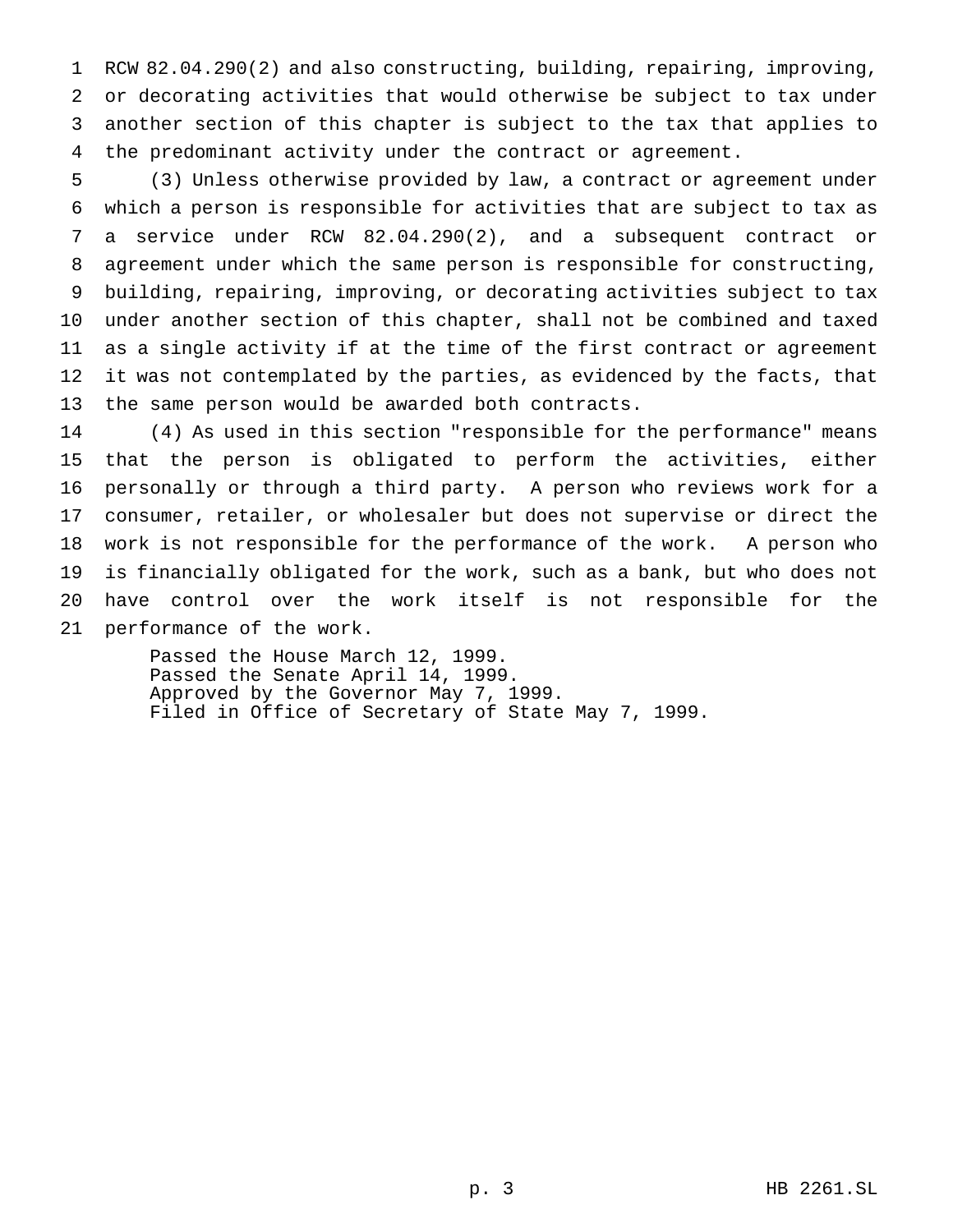RCW 82.04.290(2) and also constructing, building, repairing, improving, or decorating activities that would otherwise be subject to tax under another section of this chapter is subject to the tax that applies to the predominant activity under the contract or agreement.

(3) Unless otherwise provided by law, a contract or agreement under which a person is responsible for activities that are subject to tax as a service under RCW 82.04.290(2), and a subsequent contract or agreement under which the same person is responsible for constructing, building, repairing, improving, or decorating activities subject to tax under another section of this chapter, shall not be combined and taxed as a single activity if at the time of the first contract or agreement it was not contemplated by the parties, as evidenced by the facts, that the same person would be awarded both contracts.

(4) As used in this section "responsible for the performance" means that the person is obligated to perform the activities, either personally or through a third party. A person who reviews work for a consumer, retailer, or wholesaler but does not supervise or direct the work is not responsible for the performance of the work. A person who is financially obligated for the work, such as a bank, but who does not have control over the work itself is not responsible for the performance of the work.

Passed the House March 12, 1999.
Passed the Senate April 14, 1999.
Approved by the Governor May 7, 1999.
Filed in Office of Secretary of State May 7, 1999.